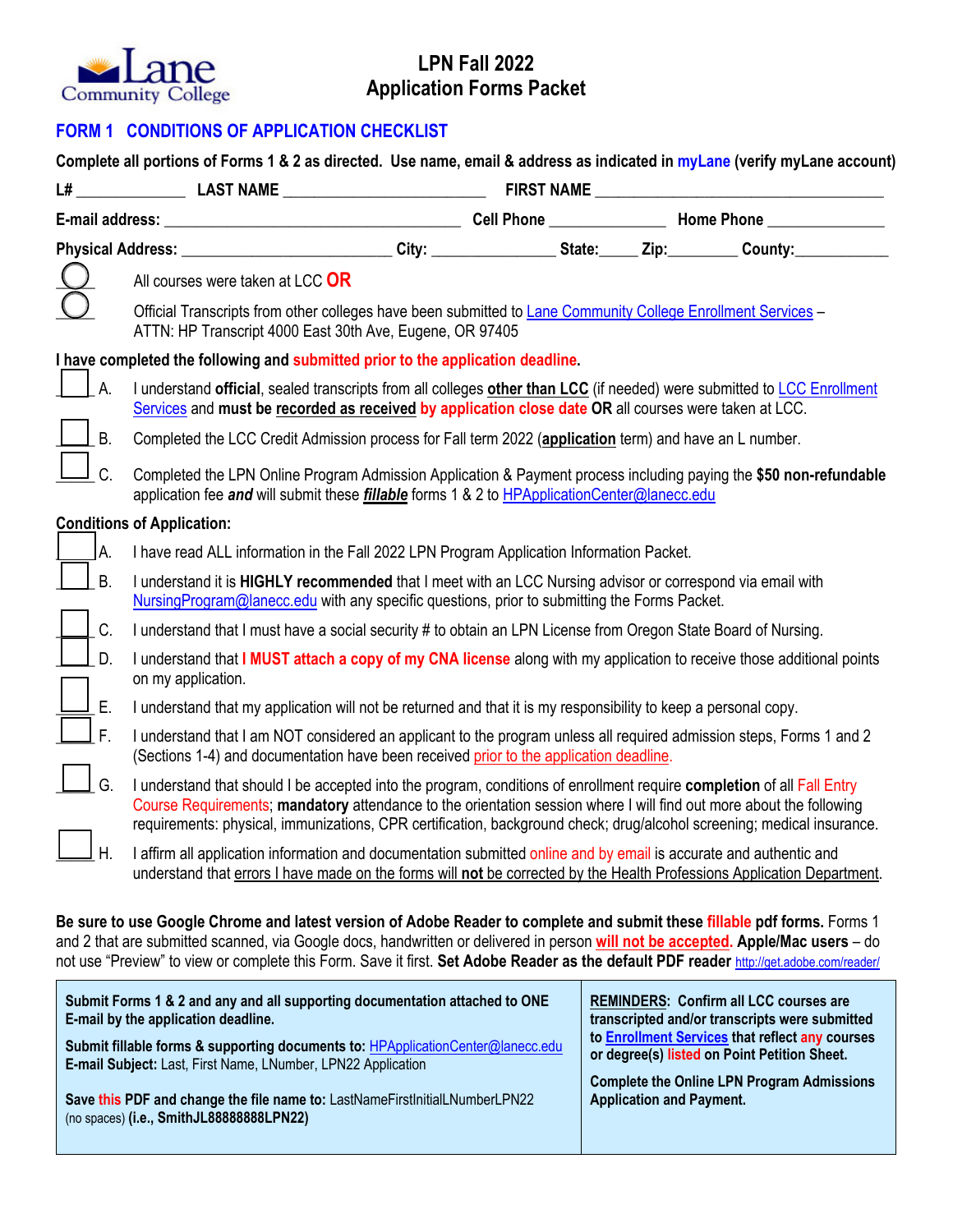Lane Community College

# LPN Fall 2022
# Application Forms Packet

## FORM 1 CONDITIONS OF APPLICATION CHECKLIST

**Complete all portions of Forms 1 & 2 as directed. Use name, email & address as indicated in myLane (verify myLane account)**

**L#** ____________ **LAST NAME** ________________________ **FIRST NAME** ____________________________________

**E-mail address:** ____________________________________ **Cell Phone** ______________ **Home Phone** ______________

**Physical Address:** __________________________ **City:** _______________ **State:**_____ **Zip:**________ **County:**___________

○ All courses were taken at LCC **OR**

○ Official Transcripts from other colleges have been submitted to Lane Community College Enrollment Services – ATTN: HP Transcript 4000 East 30th Ave, Eugene, OR 97405

**I have completed the following and submitted prior to the application deadline.**

☐ A. I understand **official**, sealed transcripts from all colleges **other than LCC** (if needed) were submitted to LCC Enrollment Services and **must be recorded as received by application close date OR** all courses were taken at LCC.

☐ B. Completed the LCC Credit Admission process for Fall term 2022 (**application** term) and have an L number.

☐ C. Completed the LPN Online Program Admission Application & Payment process including paying the **$50 non-refundable** application fee ***and*** will submit these ***fillable*** forms 1 & 2 to HPApplicationCenter@lanecc.edu

**Conditions of Application:**

☐ A. I have read ALL information in the Fall 2022 LPN Program Application Information Packet.

☐ B. I understand it is **HIGHLY recommended** that I meet with an LCC Nursing advisor or correspond via email with NursingProgram@lanecc.edu with any specific questions, prior to submitting the Forms Packet.

☐ C. I understand that I must have a social security # to obtain an LPN License from Oregon State Board of Nursing.

☐ D. I understand that **I MUST attach a copy of my CNA license** along with my application to receive those additional points on my application.

☐ E. I understand that my application will not be returned and that it is my responsibility to keep a personal copy.

☐ F. I understand that I am NOT considered an applicant to the program unless all required admission steps, Forms 1 and 2 (Sections 1-4) and documentation have been received prior to the application deadline.

☐ G. I understand that should I be accepted into the program, conditions of enrollment require **completion** of all Fall Entry Course Requirements; **mandatory** attendance to the orientation session where I will find out more about the following requirements: physical, immunizations, CPR certification, background check; drug/alcohol screening; medical insurance.

☐ H. I affirm all application information and documentation submitted online and by email is accurate and authentic and understand that errors I have made on the forms will **not** be corrected by the Health Professions Application Department.

**Be sure to use Google Chrome and latest version of Adobe Reader to complete and submit these fillable pdf forms.** Forms 1 and 2 that are submitted scanned, via Google docs, handwritten or delivered in person **will not be accepted**. **Apple/Mac users** – do not use "Preview" to view or complete this Form. Save it first. **Set Adobe Reader as the default PDF reader** http://get.adobe.com/reader/

| | |
|---|---|
| **Submit Forms 1 & 2 and any and all supporting documentation attached to ONE E-mail by the application deadline.**<br><br>**Submit fillable forms & supporting documents to:** HPApplicationCenter@lanecc.edu<br>**E-mail Subject:** Last, First Name, LNumber, LPN22 Application<br><br>**Save this PDF and change the file name to:** LastNameFirstInitialLNumberLPN22 (no spaces) **(i.e., SmithJL88888888LPN22)** | **REMINDERS: Confirm all LCC courses are transcripted and/or transcripts were submitted to Enrollment Services that reflect any courses or degree(s) listed on Point Petition Sheet.**<br><br>**Complete the Online LPN Program Admissions Application and Payment.** |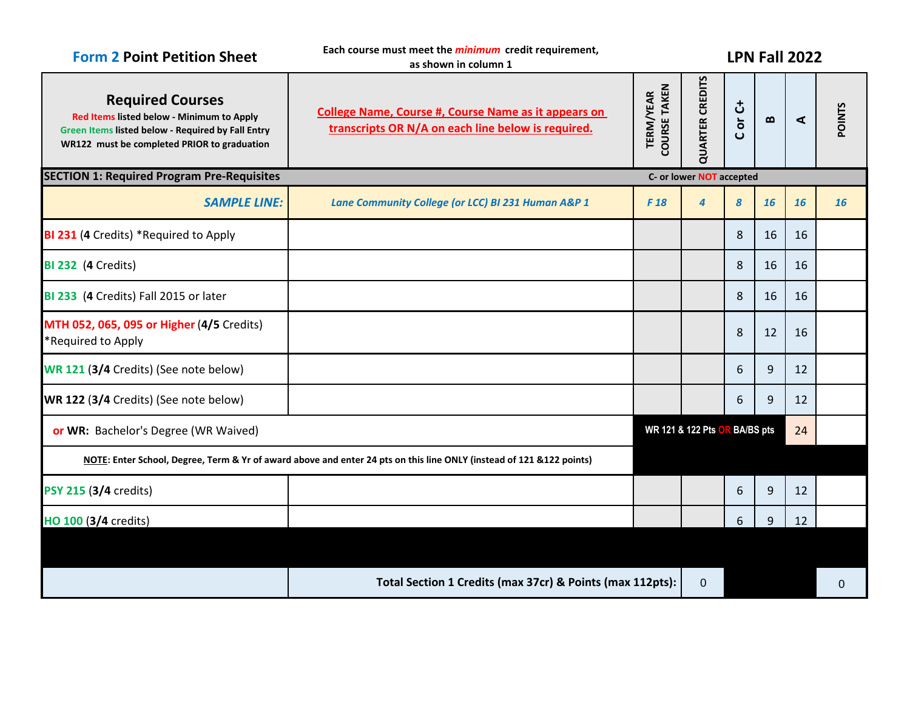**Form 2 Point Petition Sheet**

Each course must meet the *minimum* credit requirement, as shown in column 1

**LPN Fall 2022**

| Required Courses<br>Red Items listed below - Minimum to Apply<br>Green Items listed below - Required by Fall Entry<br>WR122 must be completed PRIOR to graduation | College Name, Course #, Course Name as it appears on transcripts OR N/A on each line below is required. | TERM/YEAR COURSE TAKEN | QUARTER CREDITS | C or C+ | B | A | POINTS |
|---|---|---|---|---|---|---|---|
| **SECTION 1: Required Program Pre-Requisites** | | C- or lower NOT accepted | | | | | |
| *SAMPLE LINE:* | *Lane Community College (or LCC) BI 231 Human A&P 1* | *F 18* | *4* | *8* | *16* | *16* | *16* |
| BI 231 (**4** Credits) *Required to Apply | | | | 8 | 16 | 16 | |
| BI 232 (**4** Credits) | | | | 8 | 16 | 16 | |
| BI 233 (**4** Credits) Fall 2015 or later | | | | 8 | 16 | 16 | |
| MTH 052, 065, 095 or Higher (**4/5** Credits) *Required to Apply | | | | 8 | 12 | 16 | |
| WR 121 (**3/4** Credits) (See note below) | | | | 6 | 9 | 12 | |
| **WR 122** (**3/4** Credits) (See note below) | | | | 6 | 9 | 12 | |
| **or WR:** Bachelor's Degree (WR Waived) | | WR 121 & 122 Pts OR BA/BS pts | | | | 24 | |
| **NOTE**: Enter School, Degree, Term & Yr of award above and enter 24 pts on this line ONLY (instead of 121 &122 points) | | | | | | | |
| PSY 215 (**3/4** credits) | | | | 6 | 9 | 12 | |
| HO 100 (**3/4** credits) | | | | 6 | 9 | 12 | |
| | **Total Section 1 Credits (max 37cr) & Points (max 112pts):** | | 0 | | | | 0 |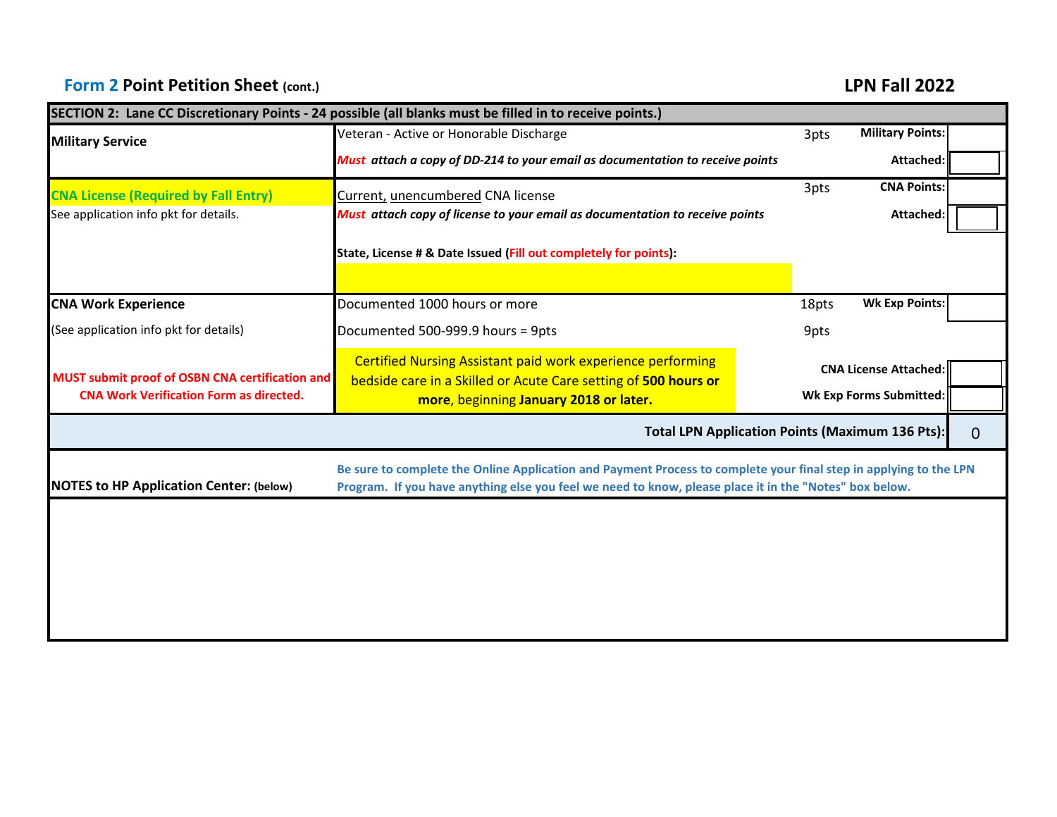**Form 2 Point Petition Sheet (cont.)** **LPN Fall 2022**

| SECTION 2: Lane CC Discretionary Points - 24 possible (all blanks must be filled in to receive points.) | | | | |
|---|---|---|---|---|
| **Military Service** | Veteran - Active or Honorable Discharge | 3pts | **Military Points:** | |
| | ***Must* attach a copy of DD-214 to your email as documentation to receive points** | | **Attached:** | |
| **CNA License (Required by Fall Entry)** | Current, unencumbered CNA license | 3pts | **CNA Points:** | |
| See application info pkt for details. | ***Must* attach copy of license to your email as documentation to receive points** | | **Attached:** | |
| | **State, License # & Date Issued (Fill out completely for points):** | | | |
| **CNA Work Experience** | Documented 1000 hours or more | 18pts | **Wk Exp Points:** | |
| (See application info pkt for details) | Documented 500-999.9 hours = 9pts | 9pts | | |
| **MUST submit proof of OSBN CNA certification and CNA Work Verification Form as directed.** | Certified Nursing Assistant paid work experience performing bedside care in a Skilled or Acute Care setting of **500 hours or more**, beginning **January 2018 or later.** | | **CNA License Attached:** | |
| | | | **Wk Exp Forms Submitted:** | |
| | | | **Total LPN Application Points (Maximum 136 Pts):** | 0 |

**NOTES to HP Application Center:** (below)

**Be sure to complete the Online Application and Payment Process to complete your final step in applying to the LPN Program. If you have anything else you feel we need to know, please place it in the "Notes" box below.**